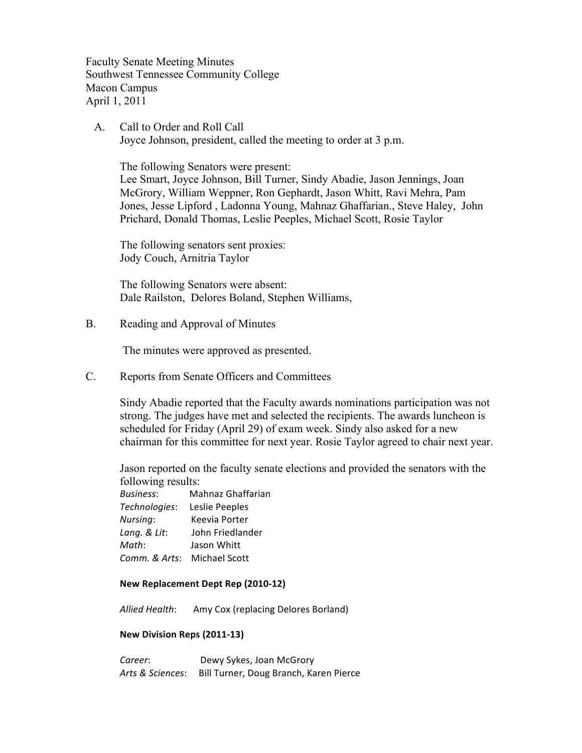Faculty Senate Meeting Minutes
Southwest Tennessee Community College
Macon Campus
April 1, 2011

A. Call to Order and Roll Call

Joyce Johnson, president, called the meeting to order at 3 p.m.

The following Senators were present:
Lee Smart, Joyce Johnson, Bill Turner, Sindy Abadie, Jason Jennings, Joan McGrory, William Weppner, Ron Gephardt, Jason Whitt, Ravi Mehra, Pam Jones, Jesse Lipford , Ladonna Young, Mahnaz Ghaffarian., Steve Haley, John Prichard, Donald Thomas, Leslie Peeples, Michael Scott, Rosie Taylor

The following senators sent proxies:
Jody Couch, Arnitria Taylor

The following Senators were absent:
Dale Railston, Delores Boland, Stephen Williams,

B. Reading and Approval of Minutes

The minutes were approved as presented.

C. Reports from Senate Officers and Committees

Sindy Abadie reported that the Faculty awards nominations participation was not strong. The judges have met and selected the recipients. The awards luncheon is scheduled for Friday (April 29) of exam week. Sindy also asked for a new chairman for this committee for next year. Rosie Taylor agreed to chair next year.

Jason reported on the faculty senate elections and provided the senators with the following results:

*Business*: Mahnaz Ghaffarian
*Technologies*: Leslie Peeples
*Nursing*: Keevia Porter
*Lang. & Lit*: John Friedlander
*Math*: Jason Whitt
*Comm. & Arts*: Michael Scott

**New Replacement Dept Rep (2010-12)**

*Allied Health*: Amy Cox (replacing Delores Borland)

**New Division Reps (2011-13)**

*Career*: Dewy Sykes, Joan McGrory
*Arts & Sciences*: Bill Turner, Doug Branch, Karen Pierce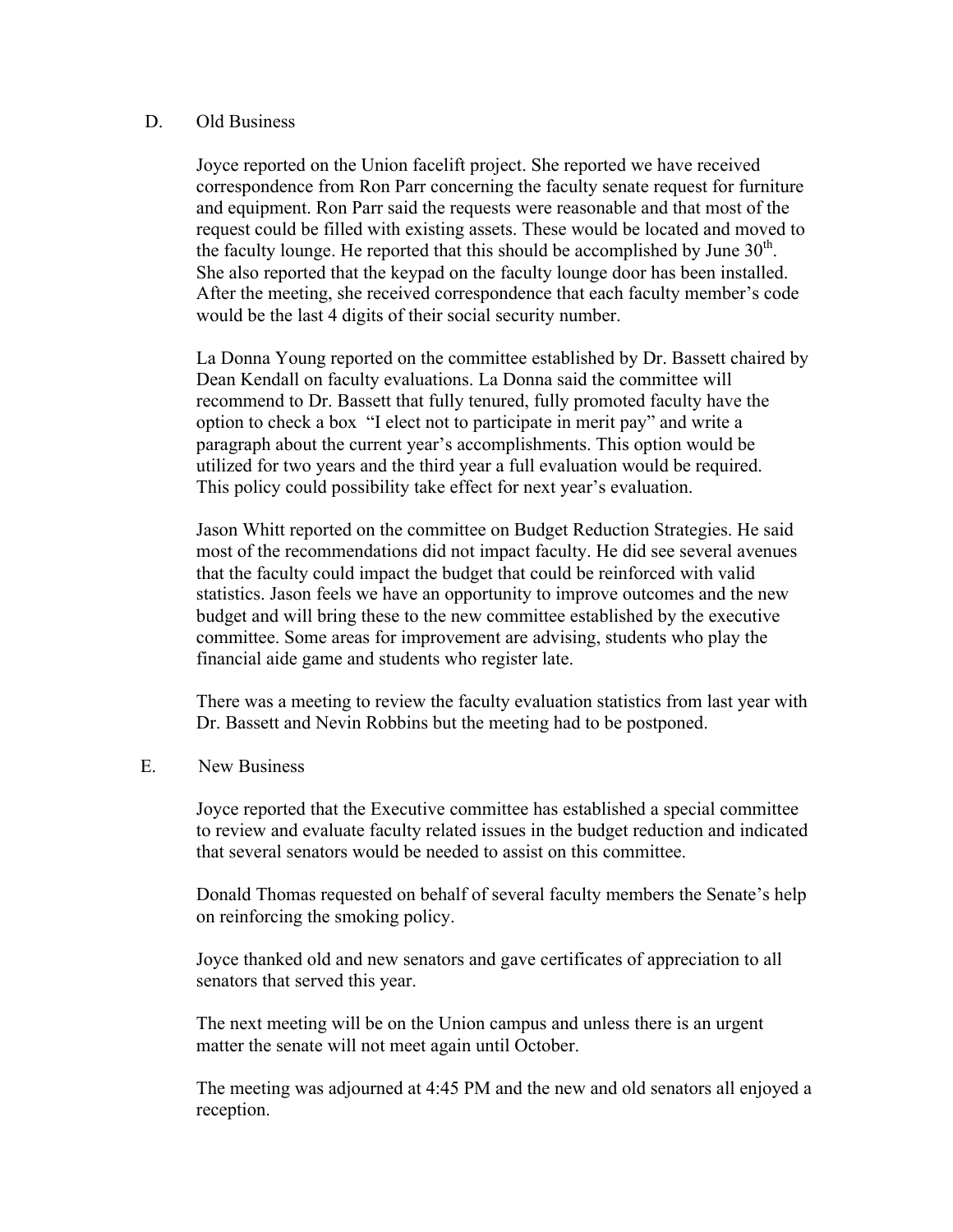D. Old Business

Joyce reported on the Union facelift project. She reported we have received correspondence from Ron Parr concerning the faculty senate request for furniture and equipment. Ron Parr said the requests were reasonable and that most of the request could be filled with existing assets. These would be located and moved to the faculty lounge. He reported that this should be accomplished by June 30th. She also reported that the keypad on the faculty lounge door has been installed. After the meeting, she received correspondence that each faculty member's code would be the last 4 digits of their social security number.

La Donna Young reported on the committee established by Dr. Bassett chaired by Dean Kendall on faculty evaluations. La Donna said the committee will recommend to Dr. Bassett that fully tenured, fully promoted faculty have the option to check a box "I elect not to participate in merit pay" and write a paragraph about the current year's accomplishments. This option would be utilized for two years and the third year a full evaluation would be required. This policy could possibility take effect for next year's evaluation.

Jason Whitt reported on the committee on Budget Reduction Strategies. He said most of the recommendations did not impact faculty. He did see several avenues that the faculty could impact the budget that could be reinforced with valid statistics. Jason feels we have an opportunity to improve outcomes and the new budget and will bring these to the new committee established by the executive committee. Some areas for improvement are advising, students who play the financial aide game and students who register late.

There was a meeting to review the faculty evaluation statistics from last year with Dr. Bassett and Nevin Robbins but the meeting had to be postponed.

E. New Business

Joyce reported that the Executive committee has established a special committee to review and evaluate faculty related issues in the budget reduction and indicated that several senators would be needed to assist on this committee.

Donald Thomas requested on behalf of several faculty members the Senate's help on reinforcing the smoking policy.

Joyce thanked old and new senators and gave certificates of appreciation to all senators that served this year.

The next meeting will be on the Union campus and unless there is an urgent matter the senate will not meet again until October.

The meeting was adjourned at 4:45 PM and the new and old senators all enjoyed a reception.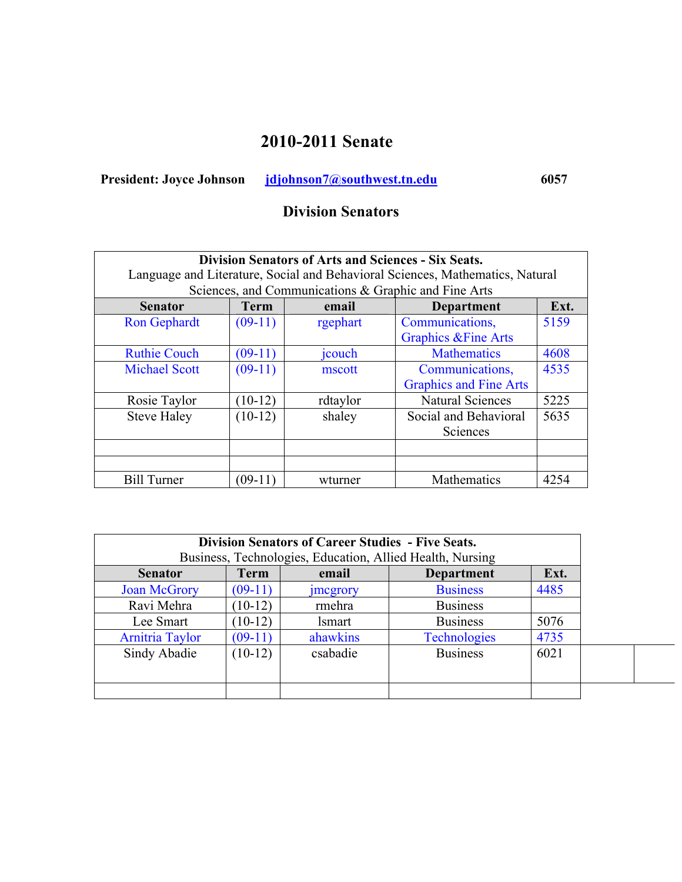# 2010-2011 Senate

**President: Joyce Johnson** **jdjohnson7@southwest.tn.edu** **6057**

## Division Senators

| **Division Senators of Arts and Sciences - Six Seats.** Language and Literature, Social and Behavioral Sciences, Mathematics, Natural Sciences, and Communications & Graphic and Fine Arts | | | | |
|---|---|---|---|---|
| **Senator** | **Term** | **email** | **Department** | **Ext.** |
| Ron Gephardt | (09-11) | rgephart | Communications, Graphics &Fine Arts | 5159 |
| Ruthie Couch | (09-11) | jcouch | Mathematics | 4608 |
| Michael Scott | (09-11) | mscott | Communications, Graphics and Fine Arts | 4535 |
| Rosie Taylor | (10-12) | rdtaylor | Natural Sciences | 5225 |
| Steve Haley | (10-12) | shaley | Social and Behavioral Sciences | 5635 |
| | | | | |
| | | | | |
| Bill Turner | (09-11) | wturner | Mathematics | 4254 |

| **Division Senators of Career Studies - Five Seats.** Business, Technologies, Education, Allied Health, Nursing | | | | |
|---|---|---|---|---|
| **Senator** | **Term** | **email** | **Department** | **Ext.** |
| Joan McGrory | (09-11) | jmcgrory | Business | 4485 |
| Ravi Mehra | (10-12) | rmehra | Business | |
| Lee Smart | (10-12) | lsmart | Business | 5076 |
| Arnitria Taylor | (09-11) | ahawkins | Technologies | 4735 |
| Sindy Abadie | (10-12) | csabadie | Business | 6021 |
| | | | | |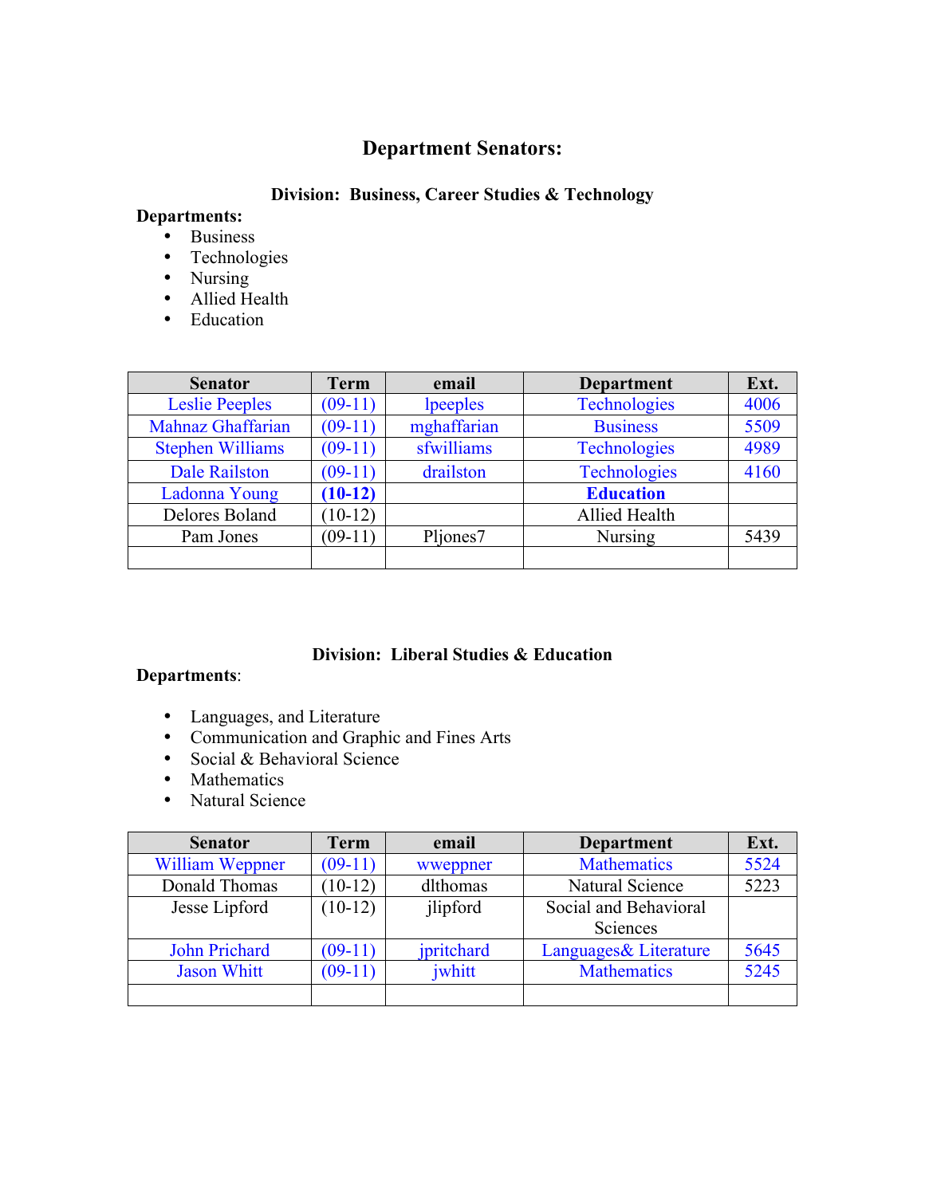# Department Senators:

### Division: Business, Career Studies & Technology

**Departments:**

- Business
- Technologies
- Nursing
- Allied Health
- Education

| Senator | Term | email | Department | Ext. |
|---|---|---|---|---|
| Leslie Peeples | (09-11) | lpeeples | Technologies | 4006 |
| Mahnaz Ghaffarian | (09-11) | mghaffarian | Business | 5509 |
| Stephen Williams | (09-11) | sfwilliams | Technologies | 4989 |
| Dale Railston | (09-11) | drailston | Technologies | 4160 |
| Ladonna Young | **(10-12)** | | **Education** | |
| Delores Boland | (10-12) | | Allied Health | |
| Pam Jones | (09-11) | Pljones7 | Nursing | 5439 |
| | | | | |

### Division: Liberal Studies & Education

**Departments**:

- Languages, and Literature
- Communication and Graphic and Fines Arts
- Social & Behavioral Science
- Mathematics
- Natural Science

| Senator | Term | email | Department | Ext. |
|---|---|---|---|---|
| William Weppner | (09-11) | wweppner | Mathematics | 5524 |
| Donald Thomas | (10-12) | dlthomas | Natural Science | 5223 |
| Jesse Lipford | (10-12) | jlipford | Social and Behavioral Sciences | |
| John Prichard | (09-11) | jpritchard | Languages& Literature | 5645 |
| Jason Whitt | (09-11) | jwhitt | Mathematics | 5245 |
| | | | | |